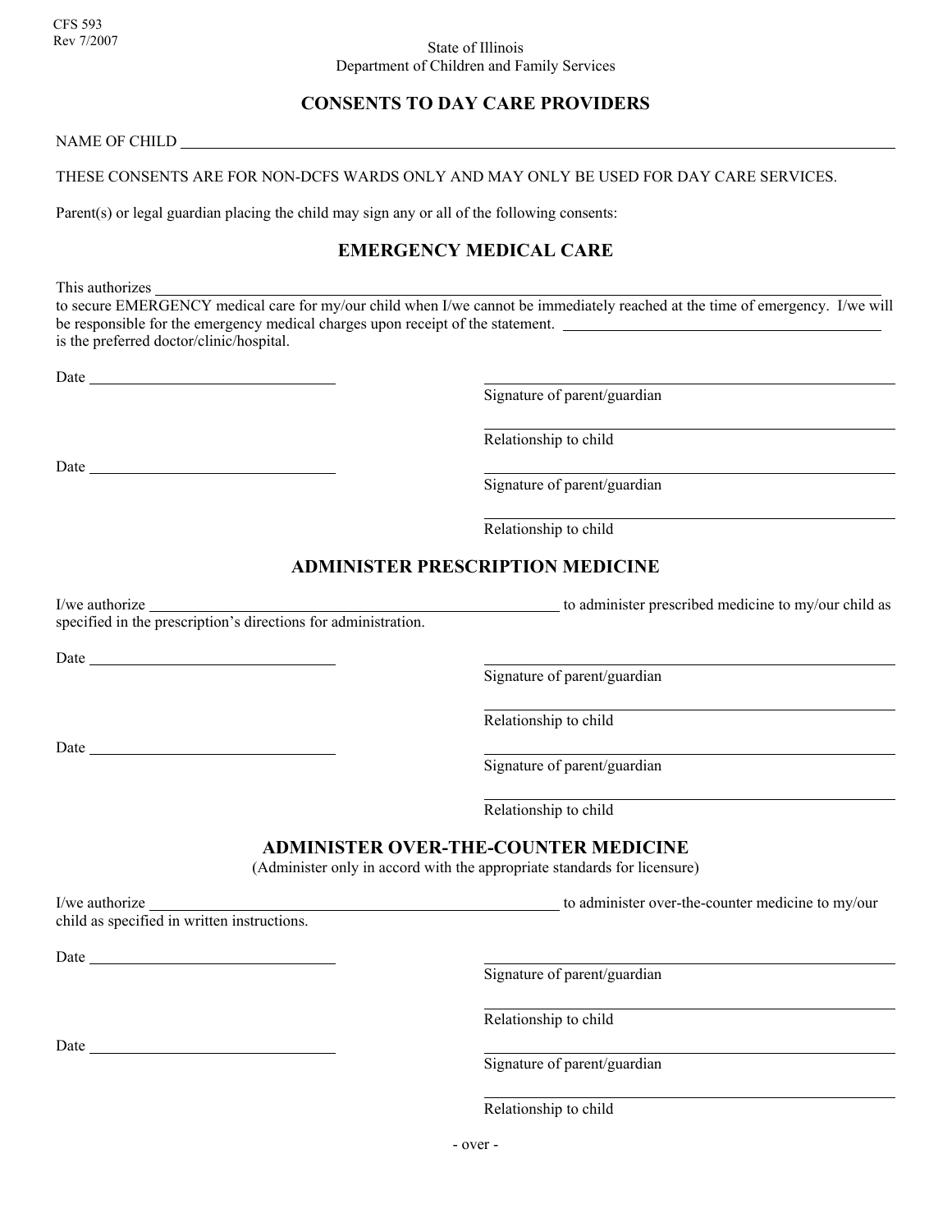CFS 593
Rev 7/2007

State of Illinois
Department of Children and Family Services

# CONSENTS TO DAY CARE PROVIDERS

NAME OF CHILD ______________________________________________

THESE CONSENTS ARE FOR NON-DCFS WARDS ONLY AND MAY ONLY BE USED FOR DAY CARE SERVICES.

Parent(s) or legal guardian placing the child may sign any or all of the following consents:

## EMERGENCY MEDICAL CARE

This authorizes ______________________________________________
to secure EMERGENCY medical care for my/our child when I/we cannot be immediately reached at the time of emergency. I/we will be responsible for the emergency medical charges upon receipt of the statement. ______________________________ is the preferred doctor/clinic/hospital.

Date ______________________

______________________________
Signature of parent/guardian

______________________________
Relationship to child

Date ______________________

______________________________
Signature of parent/guardian

______________________________
Relationship to child

## ADMINISTER PRESCRIPTION MEDICINE

I/we authorize ______________________________ to administer prescribed medicine to my/our child as specified in the prescription's directions for administration.

Date ______________________

______________________________
Signature of parent/guardian

______________________________
Relationship to child

Date ______________________

______________________________
Signature of parent/guardian

______________________________
Relationship to child

## ADMINISTER OVER-THE-COUNTER MEDICINE

(Administer only in accord with the appropriate standards for licensure)

I/we authorize ______________________________ to administer over-the-counter medicine to my/our child as specified in written instructions.

Date ______________________

______________________________
Signature of parent/guardian

______________________________
Relationship to child

Date ______________________

______________________________
Signature of parent/guardian

______________________________
Relationship to child

- over -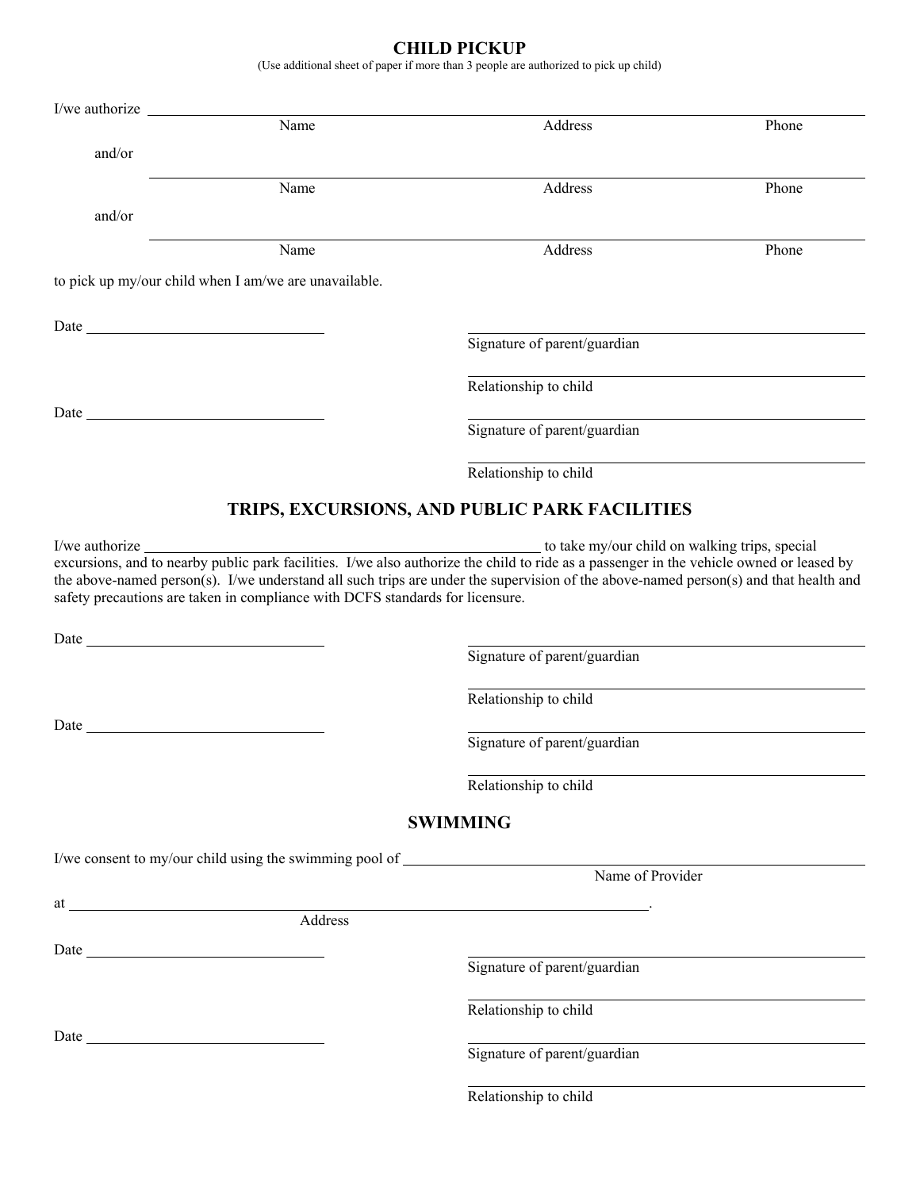## CHILD PICKUP

(Use additional sheet of paper if more than 3 people are authorized to pick up child)

I/we authorize ______________________________________________________________

Name Address Phone

and/or

______________________________________________________________

Name Address Phone

and/or

______________________________________________________________

Name Address Phone

to pick up my/our child when I am/we are unavailable.

Date ______________________ ______________________________
Signature of parent/guardian

______________________________
Relationship to child

Date ______________________ ______________________________
Signature of parent/guardian

______________________________
Relationship to child

## TRIPS, EXCURSIONS, AND PUBLIC PARK FACILITIES

I/we authorize ______________________________ to take my/our child on walking trips, special excursions, and to nearby public park facilities. I/we also authorize the child to ride as a passenger in the vehicle owned or leased by the above-named person(s). I/we understand all such trips are under the supervision of the above-named person(s) and that health and safety precautions are taken in compliance with DCFS standards for licensure.

Date ______________________ ______________________________
Signature of parent/guardian

______________________________
Relationship to child

Date ______________________ ______________________________
Signature of parent/guardian

______________________________
Relationship to child

## SWIMMING

I/we consent to my/our child using the swimming pool of ______________________________
Name of Provider

at ______________________________________________.
Address

Date ______________________ ______________________________
Signature of parent/guardian

______________________________
Relationship to child

Date ______________________ ______________________________
Signature of parent/guardian

______________________________
Relationship to child